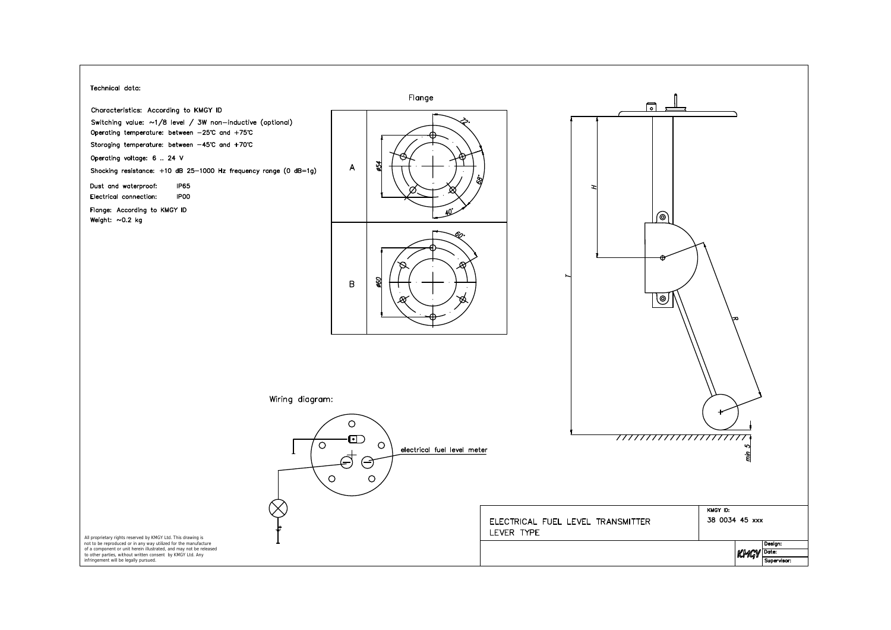**Technical data:**

Characteristics: According to KMGY ID

Switching value: ~1/8 level / 3W non–inductive (optional)

Operating temperature: between −25°C and +75°C

Storaging temperature: between −45°C and +70°C

Operating voltage: 6 .. 24 V

Shocking resistance: +10 dB 25–1000 Hz frequency range (0 dB=1g)

Dust and waterproof: IP65

Electrical connection: IP00

Flange: According to KMGY ID

Weight: ~0.2 kg

Flange

| | |
|---|---|
| A | ø54, 72°, 68°, 40° |
| B | ø60, 60° |

H

T

R

min 5

Wiring diagram:

electrical fuel level meter

All proprietary rights reserved by KMGY Ltd. This drawing is not to be reproduced or in any way utilized for the manufacture of a component or unit herein illustrated, and may not be released to other parties, without written consent by KMGY Ltd. Any infringement will be legally pursued.

| ELECTRICAL FUEL LEVEL TRANSMITTER LEVER TYPE | KMGY ID: 38 0034 45 xxx | |
|---|---|---|
| | KMGY | Design: |
| | | Date: |
| | | Supervisor: |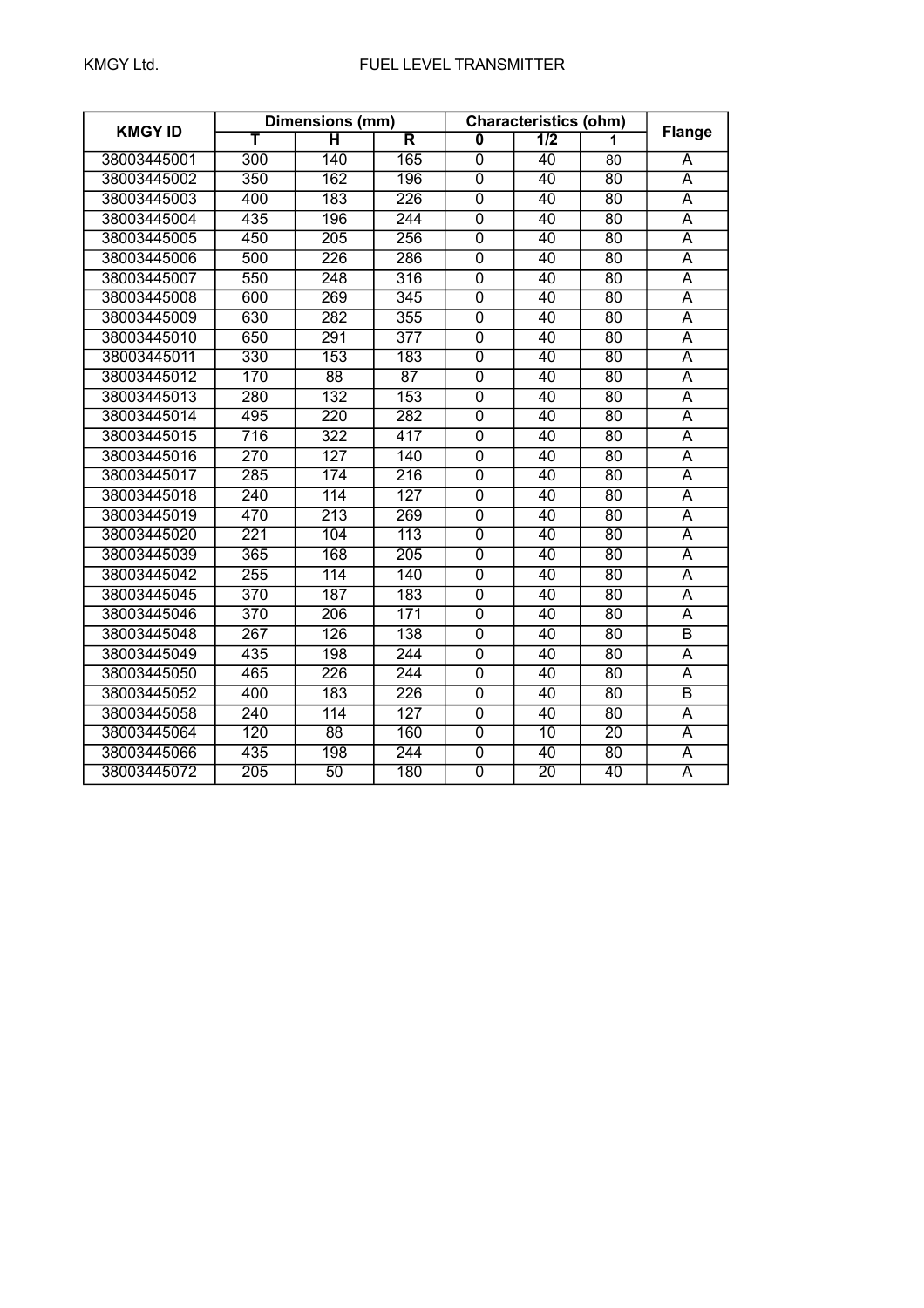| KMGY ID | Dimensions (mm) | | | Characteristics (ohm) | | | Flange |
|---|---|---|---|---|---|---|---|
| | T | H | R | 0 | 1/2 | 1 | |
| 38003445001 | 300 | 140 | 165 | 0 | 40 | 80 | A |
| 38003445002 | 350 | 162 | 196 | 0 | 40 | 80 | A |
| 38003445003 | 400 | 183 | 226 | 0 | 40 | 80 | A |
| 38003445004 | 435 | 196 | 244 | 0 | 40 | 80 | A |
| 38003445005 | 450 | 205 | 256 | 0 | 40 | 80 | A |
| 38003445006 | 500 | 226 | 286 | 0 | 40 | 80 | A |
| 38003445007 | 550 | 248 | 316 | 0 | 40 | 80 | A |
| 38003445008 | 600 | 269 | 345 | 0 | 40 | 80 | A |
| 38003445009 | 630 | 282 | 355 | 0 | 40 | 80 | A |
| 38003445010 | 650 | 291 | 377 | 0 | 40 | 80 | A |
| 38003445011 | 330 | 153 | 183 | 0 | 40 | 80 | A |
| 38003445012 | 170 | 88 | 87 | 0 | 40 | 80 | A |
| 38003445013 | 280 | 132 | 153 | 0 | 40 | 80 | A |
| 38003445014 | 495 | 220 | 282 | 0 | 40 | 80 | A |
| 38003445015 | 716 | 322 | 417 | 0 | 40 | 80 | A |
| 38003445016 | 270 | 127 | 140 | 0 | 40 | 80 | A |
| 38003445017 | 285 | 174 | 216 | 0 | 40 | 80 | A |
| 38003445018 | 240 | 114 | 127 | 0 | 40 | 80 | A |
| 38003445019 | 470 | 213 | 269 | 0 | 40 | 80 | A |
| 38003445020 | 221 | 104 | 113 | 0 | 40 | 80 | A |
| 38003445039 | 365 | 168 | 205 | 0 | 40 | 80 | A |
| 38003445042 | 255 | 114 | 140 | 0 | 40 | 80 | A |
| 38003445045 | 370 | 187 | 183 | 0 | 40 | 80 | A |
| 38003445046 | 370 | 206 | 171 | 0 | 40 | 80 | A |
| 38003445048 | 267 | 126 | 138 | 0 | 40 | 80 | B |
| 38003445049 | 435 | 198 | 244 | 0 | 40 | 80 | A |
| 38003445050 | 465 | 226 | 244 | 0 | 40 | 80 | A |
| 38003445052 | 400 | 183 | 226 | 0 | 40 | 80 | B |
| 38003445058 | 240 | 114 | 127 | 0 | 40 | 80 | A |
| 38003445064 | 120 | 88 | 160 | 0 | 10 | 20 | A |
| 38003445066 | 435 | 198 | 244 | 0 | 40 | 80 | A |
| 38003445072 | 205 | 50 | 180 | 0 | 20 | 40 | A |